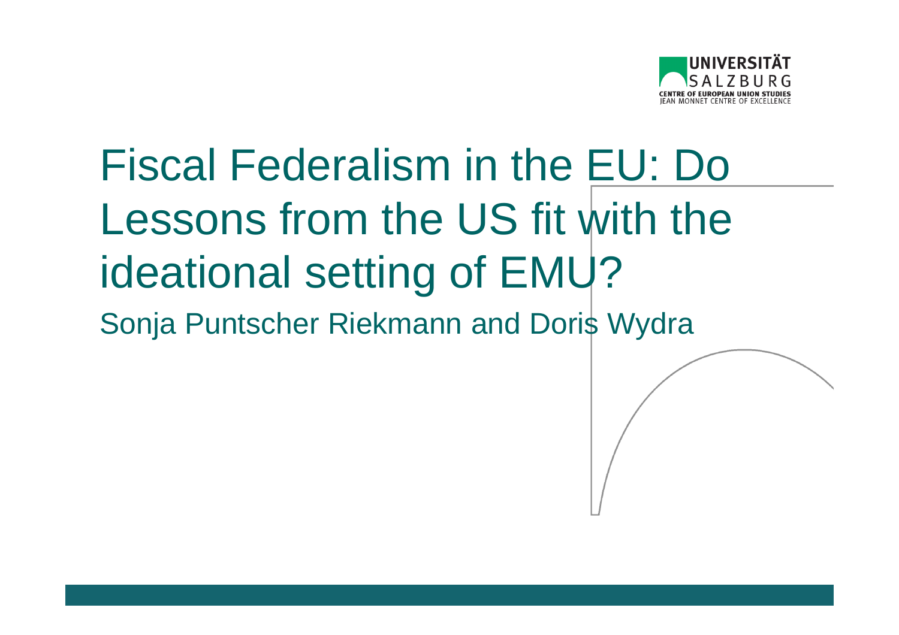UNIVERSITÄT SALZBURG
CENTRE OF EUROPEAN UNION STUDIES
JEAN MONNET CENTRE OF EXCELLENCE

# Fiscal Federalism in the EU: Do Lessons from the US fit with the ideational setting of EMU?

Sonja Puntscher Riekmann and Doris Wydra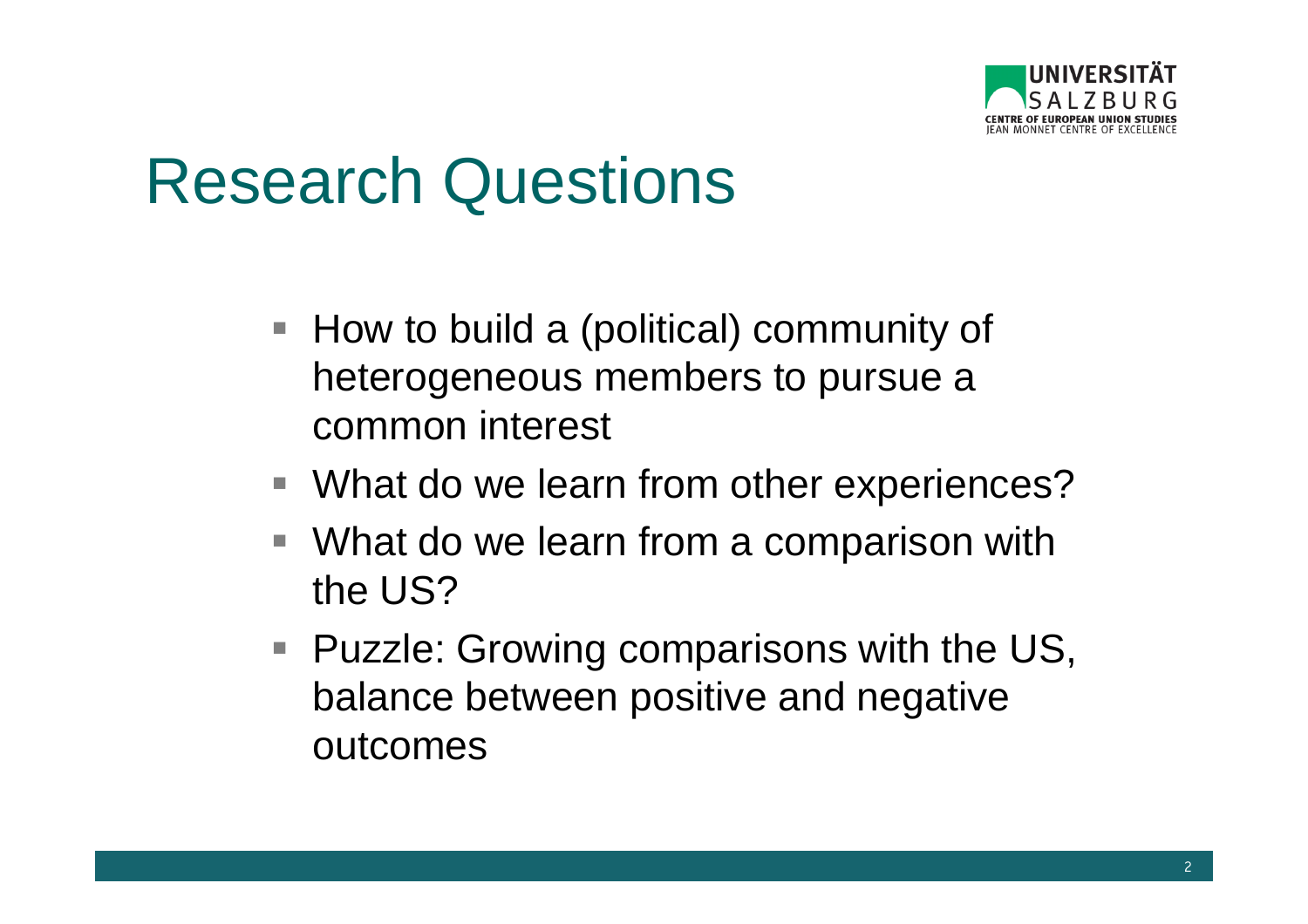# Research Questions

- How to build a (political) community of heterogeneous members to pursue a common interest
- What do we learn from other experiences?
- What do we learn from a comparison with the US?
- Puzzle: Growing comparisons with the US, balance between positive and negative outcomes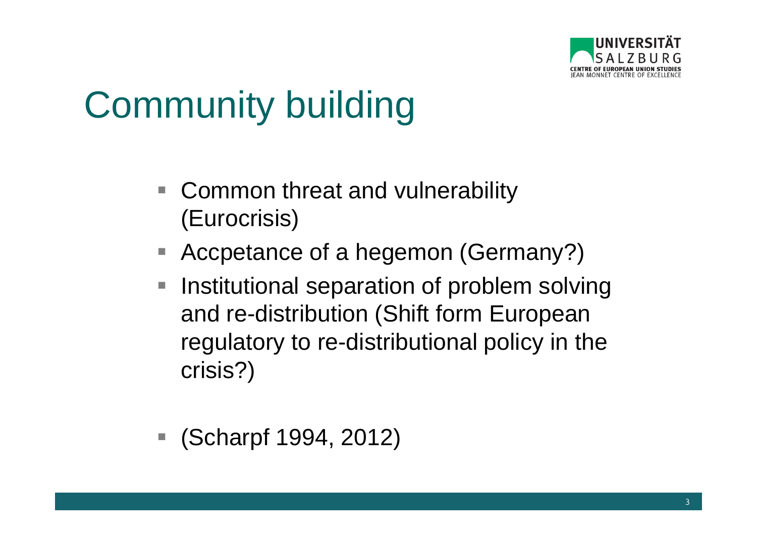# Community building

- Common threat and vulnerability (Eurocrisis)
- Accpetance of a hegemon (Germany?)
- Institutional separation of problem solving and re-distribution (Shift form European regulatory to re-distributional policy in the crisis?)

- (Scharpf 1994, 2012)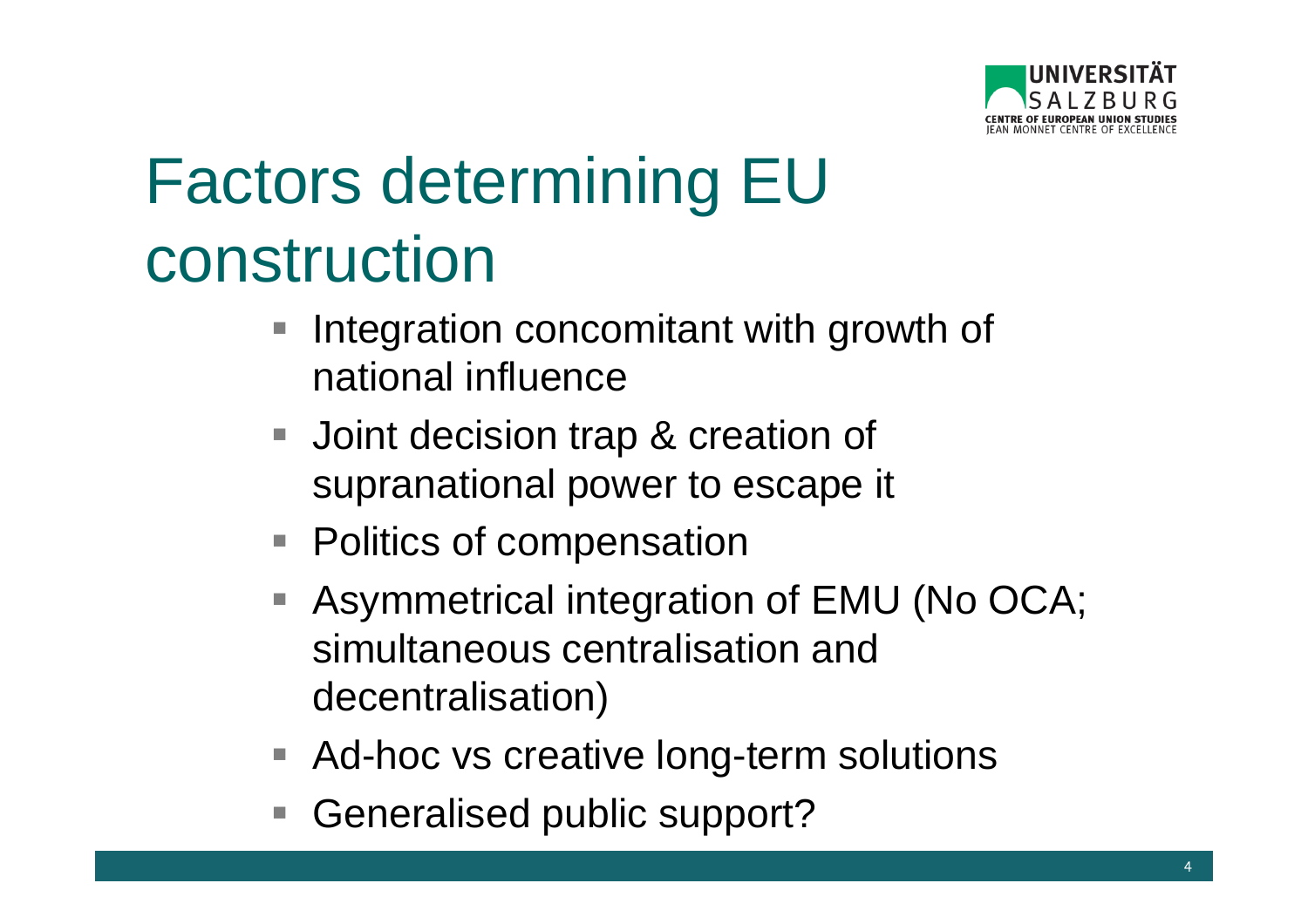# Factors determining EU construction

- Integration concomitant with growth of national influence
- Joint decision trap & creation of supranational power to escape it
- Politics of compensation
- Asymmetrical integration of EMU (No OCA; simultaneous centralisation and decentralisation)
- Ad-hoc vs creative long-term solutions
- Generalised public support?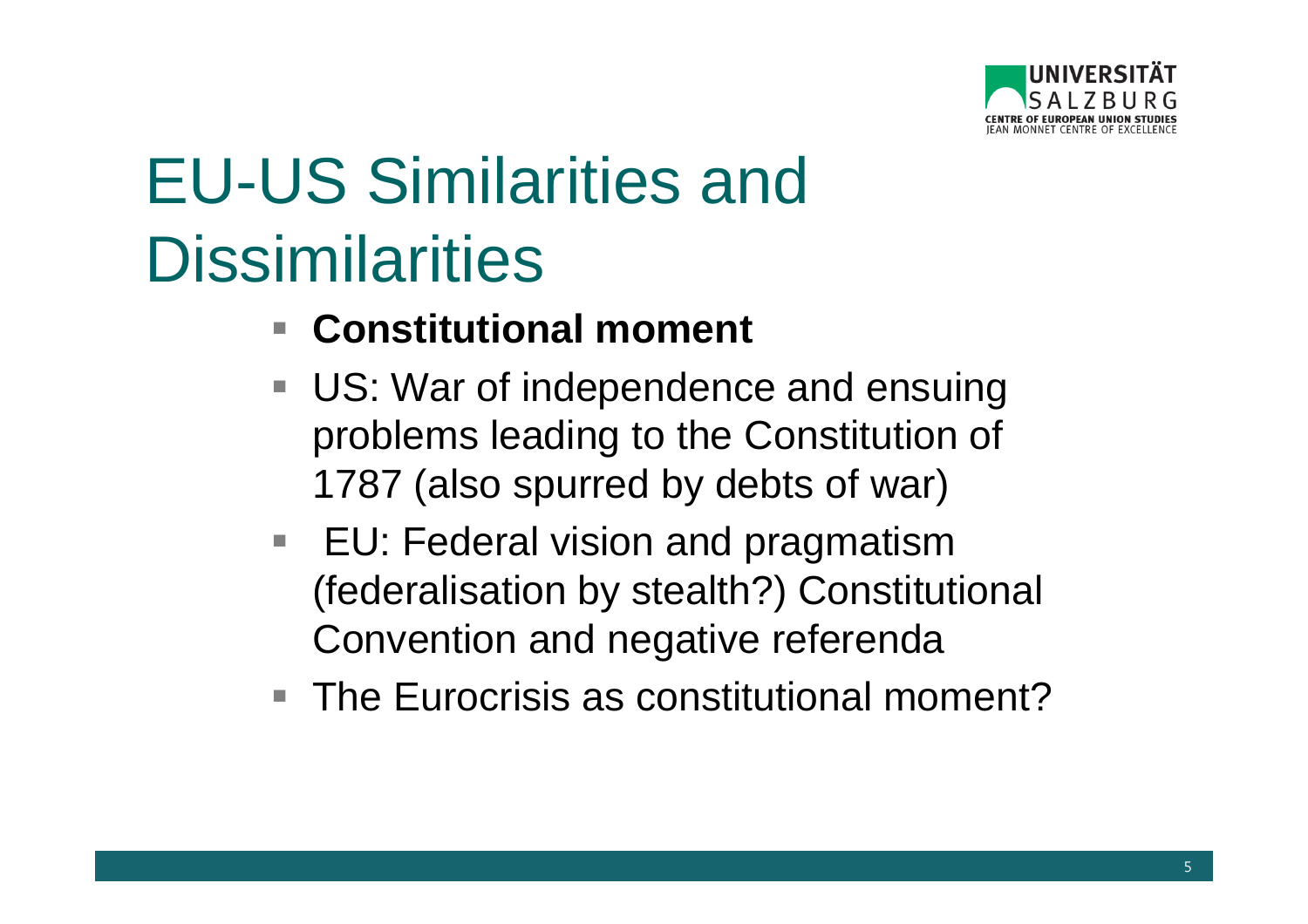# EU-US Similarities and Dissimilarities

- **Constitutional moment**
- US: War of independence and ensuing problems leading to the Constitution of 1787 (also spurred by debts of war)
- EU: Federal vision and pragmatism (federalisation by stealth?) Constitutional Convention and negative referenda
- The Eurocrisis as constitutional moment?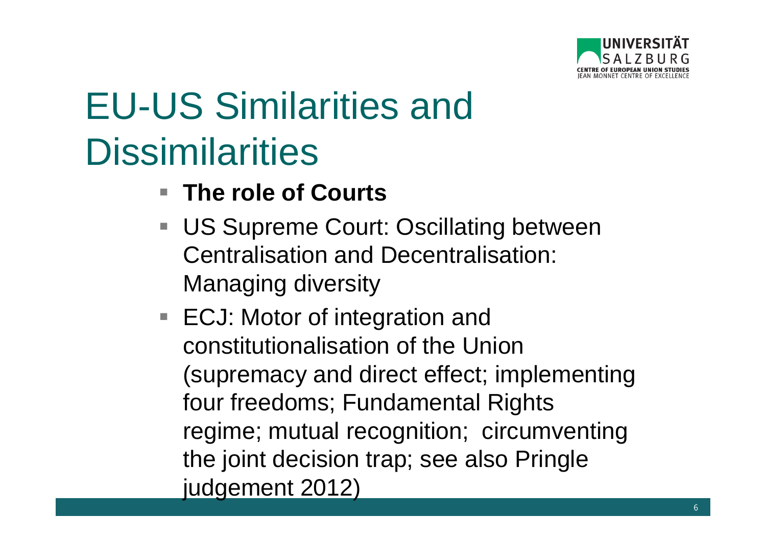# EU-US Similarities and Dissimilarities

- **The role of Courts**
- US Supreme Court: Oscillating between Centralisation and Decentralisation: Managing diversity
- ECJ: Motor of integration and constitutionalisation of the Union (supremacy and direct effect; implementing four freedoms; Fundamental Rights regime; mutual recognition; circumventing the joint decision trap; see also Pringle judgement 2012)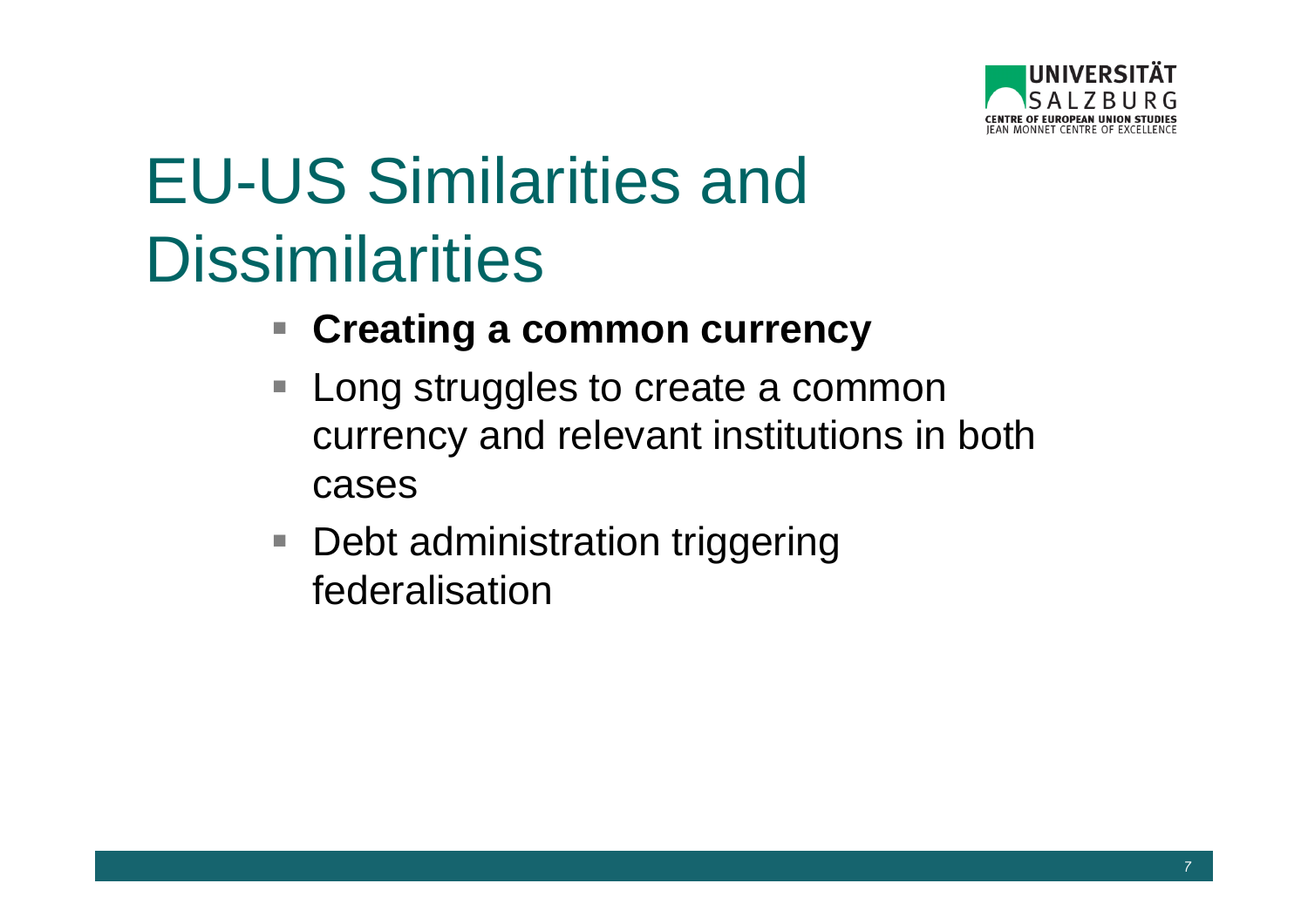# EU-US Similarities and Dissimilarities

- **Creating a common currency**
- Long struggles to create a common currency and relevant institutions in both cases
- Debt administration triggering federalisation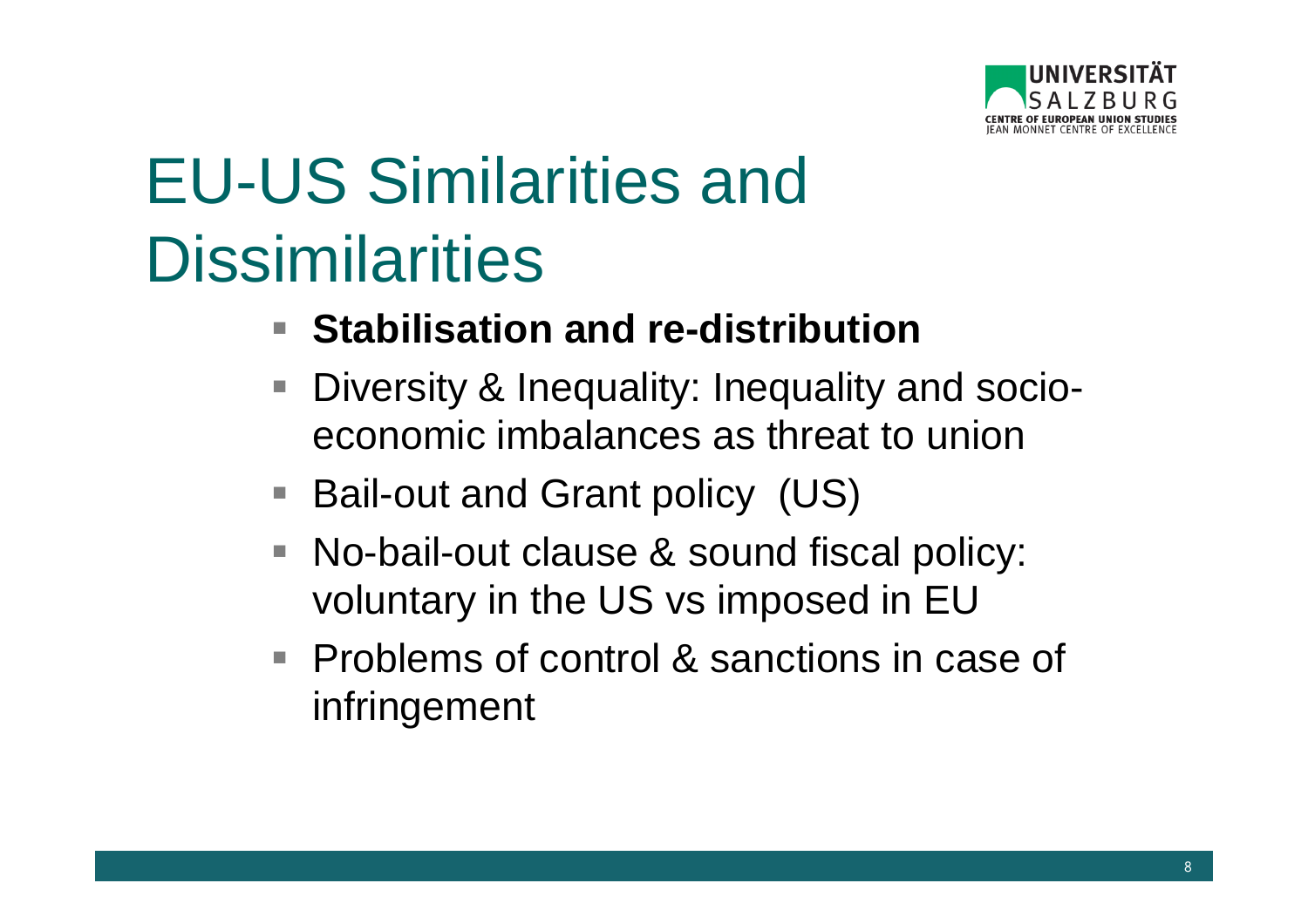# EU-US Similarities and Dissimilarities

- **Stabilisation and re-distribution**
- Diversity & Inequality: Inequality and socio-economic imbalances as threat to union
- Bail-out and Grant policy (US)
- No-bail-out clause & sound fiscal policy: voluntary in the US vs imposed in EU
- Problems of control & sanctions in case of infringement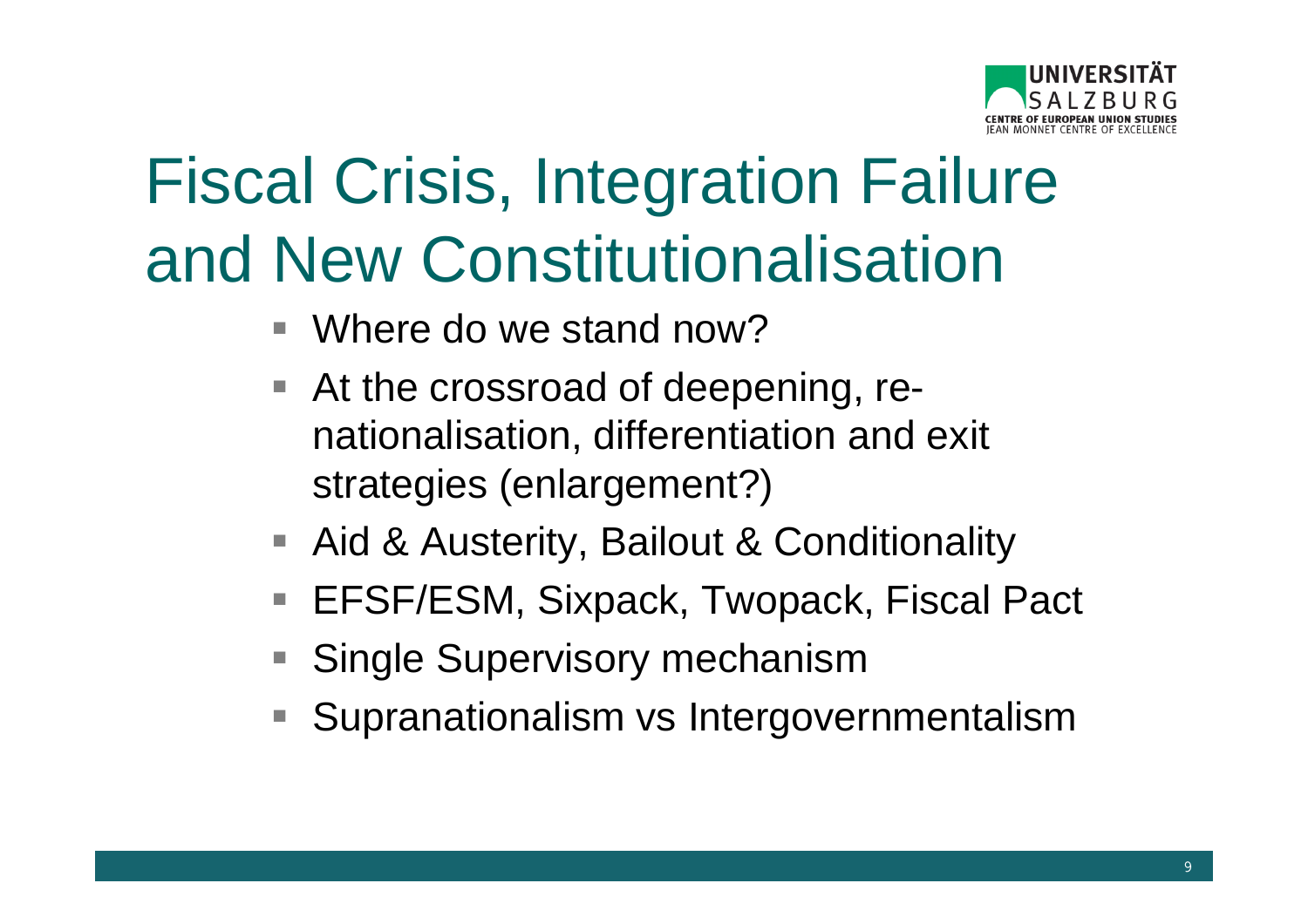# Fiscal Crisis, Integration Failure and New Constitutionalisation

- Where do we stand now?
- At the crossroad of deepening, re-nationalisation, differentiation and exit strategies (enlargement?)
- Aid & Austerity, Bailout & Conditionality
- EFSF/ESM, Sixpack, Twopack, Fiscal Pact
- Single Supervisory mechanism
- Supranationalism vs Intergovernmentalism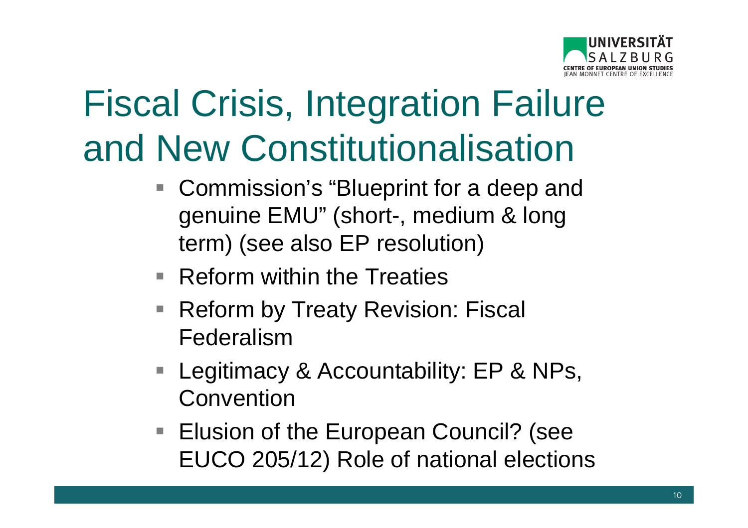# Fiscal Crisis, Integration Failure and New Constitutionalisation

- Commission's "Blueprint for a deep and genuine EMU" (short-, medium & long term) (see also EP resolution)
- Reform within the Treaties
- Reform by Treaty Revision: Fiscal Federalism
- Legitimacy & Accountability: EP & NPs, Convention
- Elusion of the European Council? (see EUCO 205/12) Role of national elections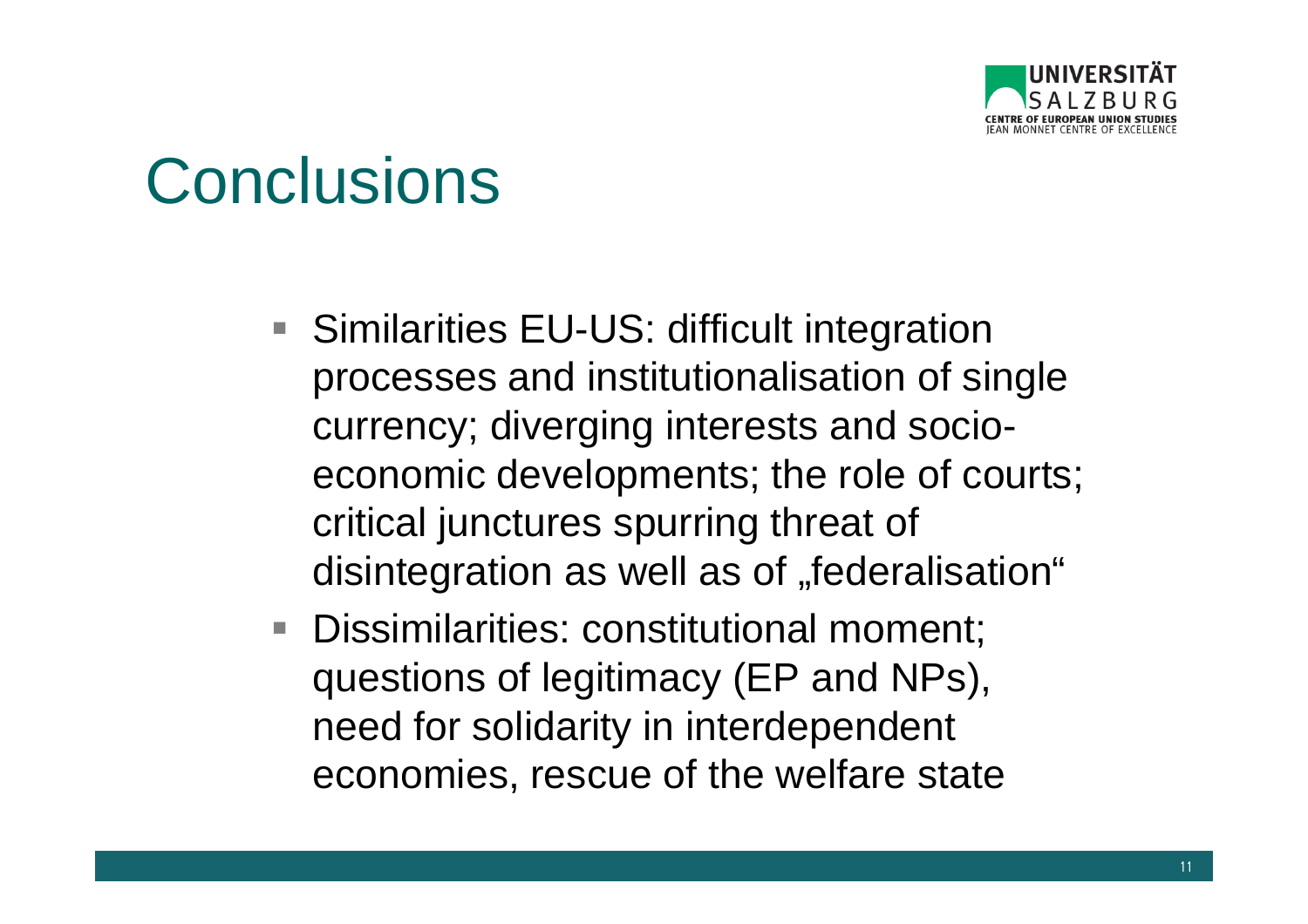# Conclusions

- Similarities EU-US: difficult integration processes and institutionalisation of single currency; diverging interests and socio-economic developments; the role of courts; critical junctures spurring threat of disintegration as well as of „federalisation“
- Dissimilarities: constitutional moment; questions of legitimacy (EP and NPs), need for solidarity in interdependent economies, rescue of the welfare state